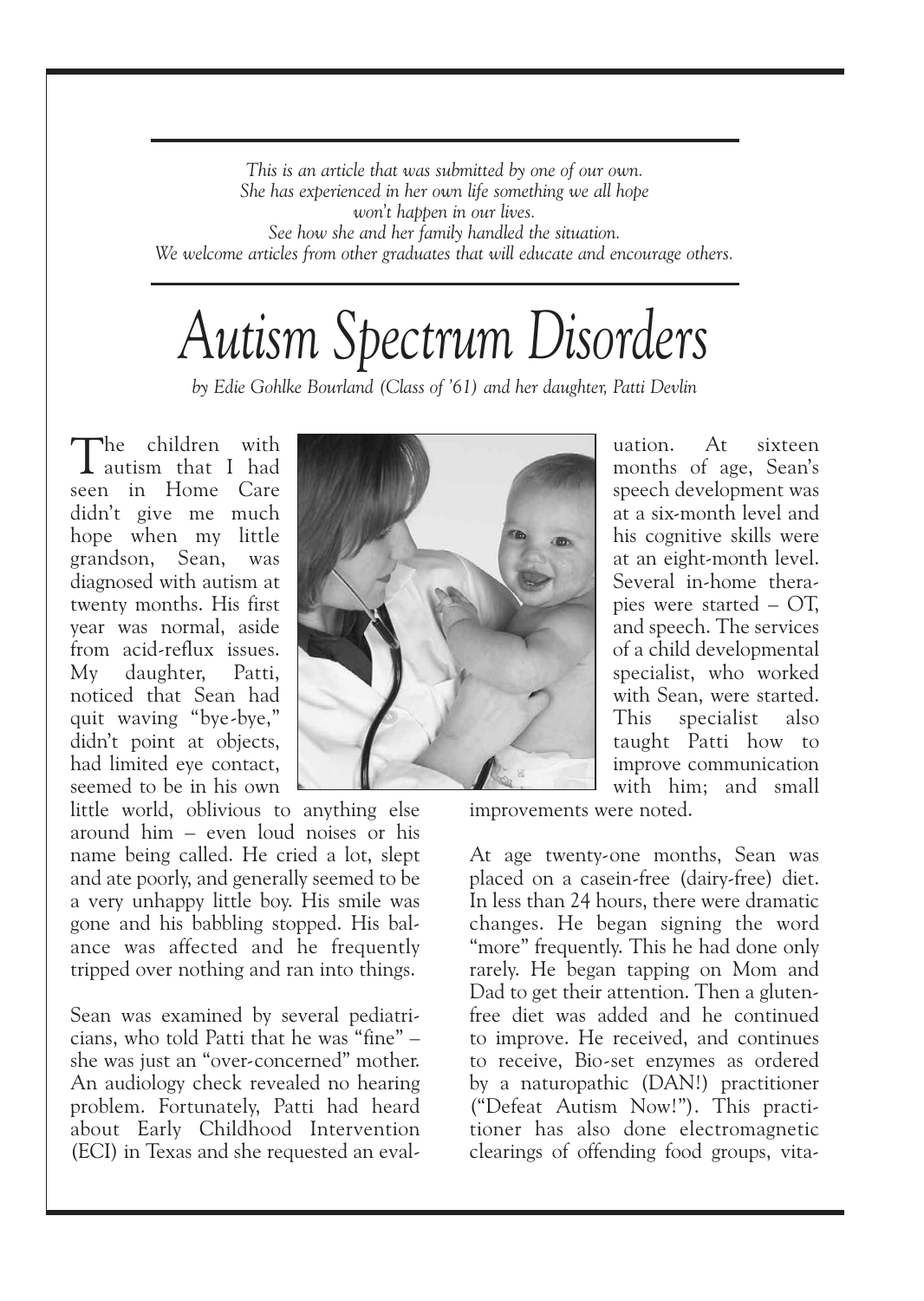*This is an article that was submitted by one of our own.*
*She has experienced in her own life something we all hope won't happen in our lives.*
*See how she and her family handled the situation.*
*We welcome articles from other graduates that will educate and encourage others.*

# *Autism Spectrum Disorders*

*by Edie Gohlke Bourland (Class of '61) and her daughter, Patti Devlin*

The children with autism that I had seen in Home Care didn't give me much hope when my little grandson, Sean, was diagnosed with autism at twenty months. His first year was normal, aside from acid-reflux issues. My daughter, Patti, noticed that Sean had quit waving "bye-bye," didn't point at objects, had limited eye contact, seemed to be in his own little world, oblivious to anything else around him – even loud noises or his name being called. He cried a lot, slept and ate poorly, and generally seemed to be a very unhappy little boy. His smile was gone and his babbling stopped. His balance was affected and he frequently tripped over nothing and ran into things.

Sean was examined by several pediatricians, who told Patti that he was "fine" – she was just an "over-concerned" mother. An audiology check revealed no hearing problem. Fortunately, Patti had heard about Early Childhood Intervention (ECI) in Texas and she requested an evaluation. At sixteen months of age, Sean's speech development was at a six-month level and his cognitive skills were at an eight-month level. Several in-home therapies were started – OT, and speech. The services of a child developmental specialist, who worked with Sean, were started. This specialist also taught Patti how to improve communication with him; and small improvements were noted.

At age twenty-one months, Sean was placed on a casein-free (dairy-free) diet. In less than 24 hours, there were dramatic changes. He began signing the word "more" frequently. This he had done only rarely. He began tapping on Mom and Dad to get their attention. Then a gluten-free diet was added and he continued to improve. He received, and continues to receive, Bio-set enzymes as ordered by a naturopathic (DAN!) practitioner ("Defeat Autism Now!"). This practitioner has also done electromagnetic clearings of offending food groups, vita-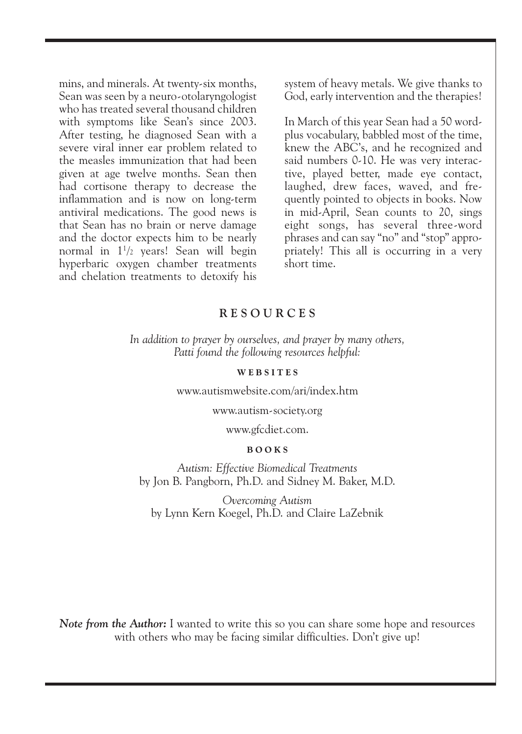mins, and minerals. At twenty-six months, Sean was seen by a neuro-otolaryngologist who has treated several thousand children with symptoms like Sean's since 2003. After testing, he diagnosed Sean with a severe viral inner ear problem related to the measles immunization that had been given at age twelve months. Sean then had cortisone therapy to decrease the inflammation and is now on long-term antiviral medications. The good news is that Sean has no brain or nerve damage and the doctor expects him to be nearly normal in 1½ years! Sean will begin hyperbaric oxygen chamber treatments and chelation treatments to detoxify his system of heavy metals. We give thanks to God, early intervention and the therapies!

In March of this year Sean had a 50 word-plus vocabulary, babbled most of the time, knew the ABC's, and he recognized and said numbers 0-10. He was very interactive, played better, made eye contact, laughed, drew faces, waved, and frequently pointed to objects in books. Now in mid-April, Sean counts to 20, sings eight songs, has several three-word phrases and can say "no" and "stop" appropriately! This all is occurring in a very short time.

## RESOURCES

*In addition to prayer by ourselves, and prayer by many others, Patti found the following resources helpful:*

### WEBSITES

www.autismwebsite.com/ari/index.htm

www.autism-society.org

www.gfcdiet.com.

### BOOKS

*Autism: Effective Biomedical Treatments*
by Jon B. Pangborn, Ph.D. and Sidney M. Baker, M.D.

*Overcoming Autism*
by Lynn Kern Koegel, Ph.D. and Claire LaZebnik

***Note from the Author:*** I wanted to write this so you can share some hope and resources with others who may be facing similar difficulties. Don't give up!